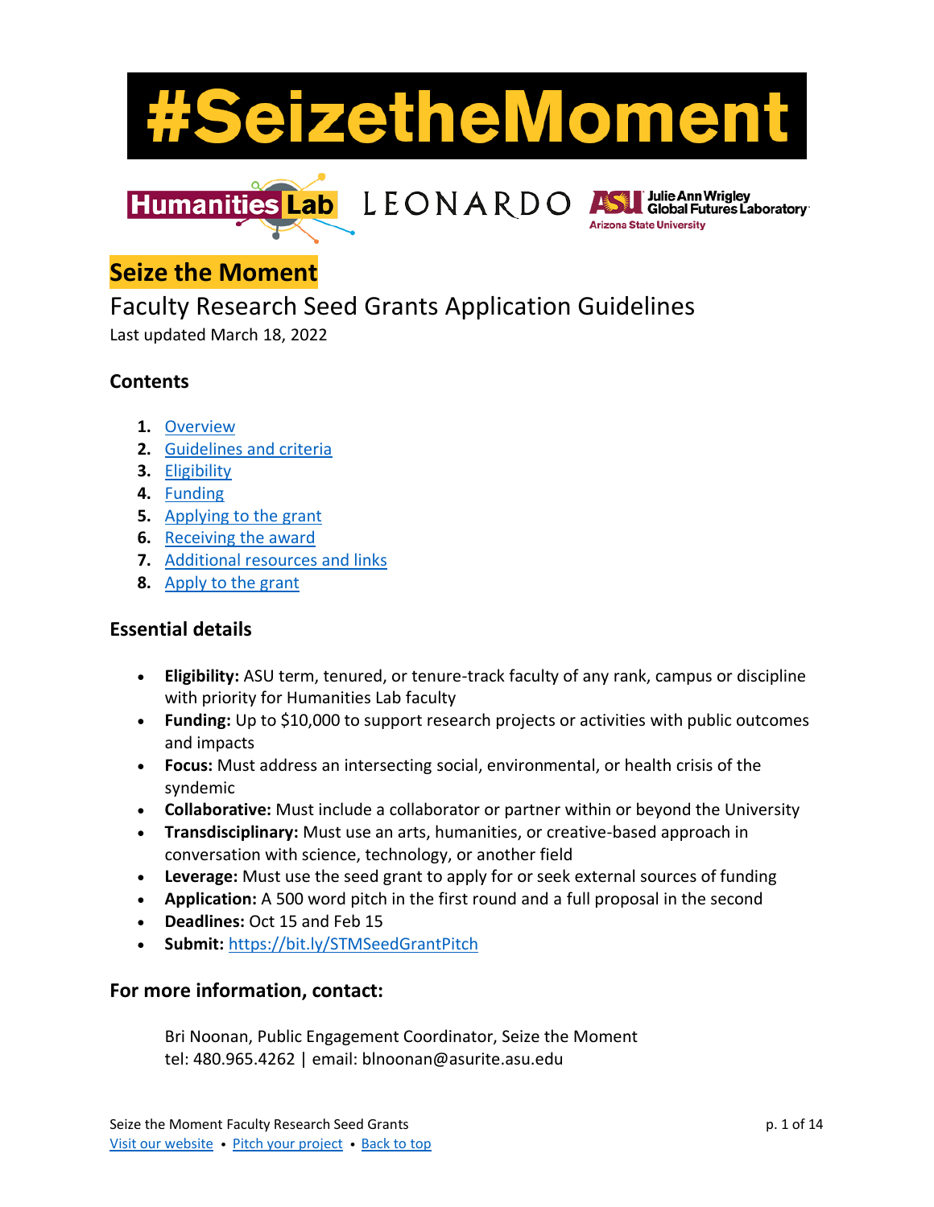# #SeizetheMoment

Humanities Lab LEONARDO ASU Julie Ann Wrigley Global Futures Laboratory Arizona State University

## Seize the Moment

Faculty Research Seed Grants Application Guidelines

Last updated March 18, 2022

### Contents

1. Overview
2. Guidelines and criteria
3. Eligibility
4. Funding
5. Applying to the grant
6. Receiving the award
7. Additional resources and links
8. Apply to the grant

### Essential details

- **Eligibility:** ASU term, tenured, or tenure-track faculty of any rank, campus or discipline with priority for Humanities Lab faculty
- **Funding:** Up to $10,000 to support research projects or activities with public outcomes and impacts
- **Focus:** Must address an intersecting social, environmental, or health crisis of the syndemic
- **Collaborative:** Must include a collaborator or partner within or beyond the University
- **Transdisciplinary:** Must use an arts, humanities, or creative-based approach in conversation with science, technology, or another field
- **Leverage:** Must use the seed grant to apply for or seek external sources of funding
- **Application:** A 500 word pitch in the first round and a full proposal in the second
- **Deadlines:** Oct 15 and Feb 15
- **Submit:** https://bit.ly/STMSeedGrantPitch

### For more information, contact:

Bri Noonan, Public Engagement Coordinator, Seize the Moment
tel: 480.965.4262 | email: blnoonan@asurite.asu.edu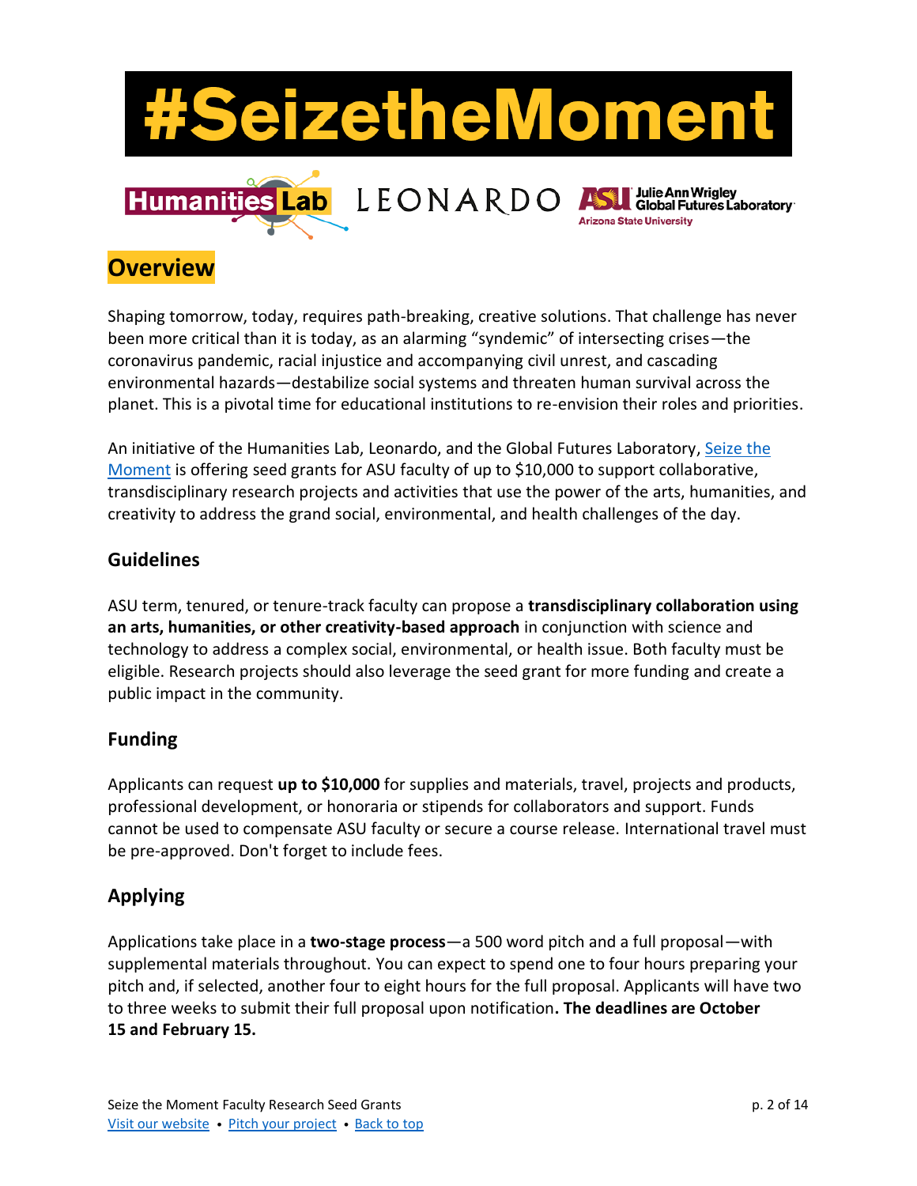# #SeizetheMoment

Humanities Lab LEONARDO Julie Ann Wrigley Global Futures Laboratory Arizona State University

## Overview

Shaping tomorrow, today, requires path-breaking, creative solutions. That challenge has never been more critical than it is today, as an alarming "syndemic" of intersecting crises—the coronavirus pandemic, racial injustice and accompanying civil unrest, and cascading environmental hazards—destabilize social systems and threaten human survival across the planet. This is a pivotal time for educational institutions to re-envision their roles and priorities.

An initiative of the Humanities Lab, Leonardo, and the Global Futures Laboratory, Seize the Moment is offering seed grants for ASU faculty of up to $10,000 to support collaborative, transdisciplinary research projects and activities that use the power of the arts, humanities, and creativity to address the grand social, environmental, and health challenges of the day.

### Guidelines

ASU term, tenured, or tenure-track faculty can propose a **transdisciplinary collaboration using an arts, humanities, or other creativity-based approach** in conjunction with science and technology to address a complex social, environmental, or health issue. Both faculty must be eligible. Research projects should also leverage the seed grant for more funding and create a public impact in the community.

### Funding

Applicants can request **up to $10,000** for supplies and materials, travel, projects and products, professional development, or honoraria or stipends for collaborators and support. Funds cannot be used to compensate ASU faculty or secure a course release. International travel must be pre-approved. Don't forget to include fees.

### Applying

Applications take place in a **two-stage process**—a 500 word pitch and a full proposal—with supplemental materials throughout. You can expect to spend one to four hours preparing your pitch and, if selected, another four to eight hours for the full proposal. Applicants will have two to three weeks to submit their full proposal upon notification**. The deadlines are October 15 and February 15.**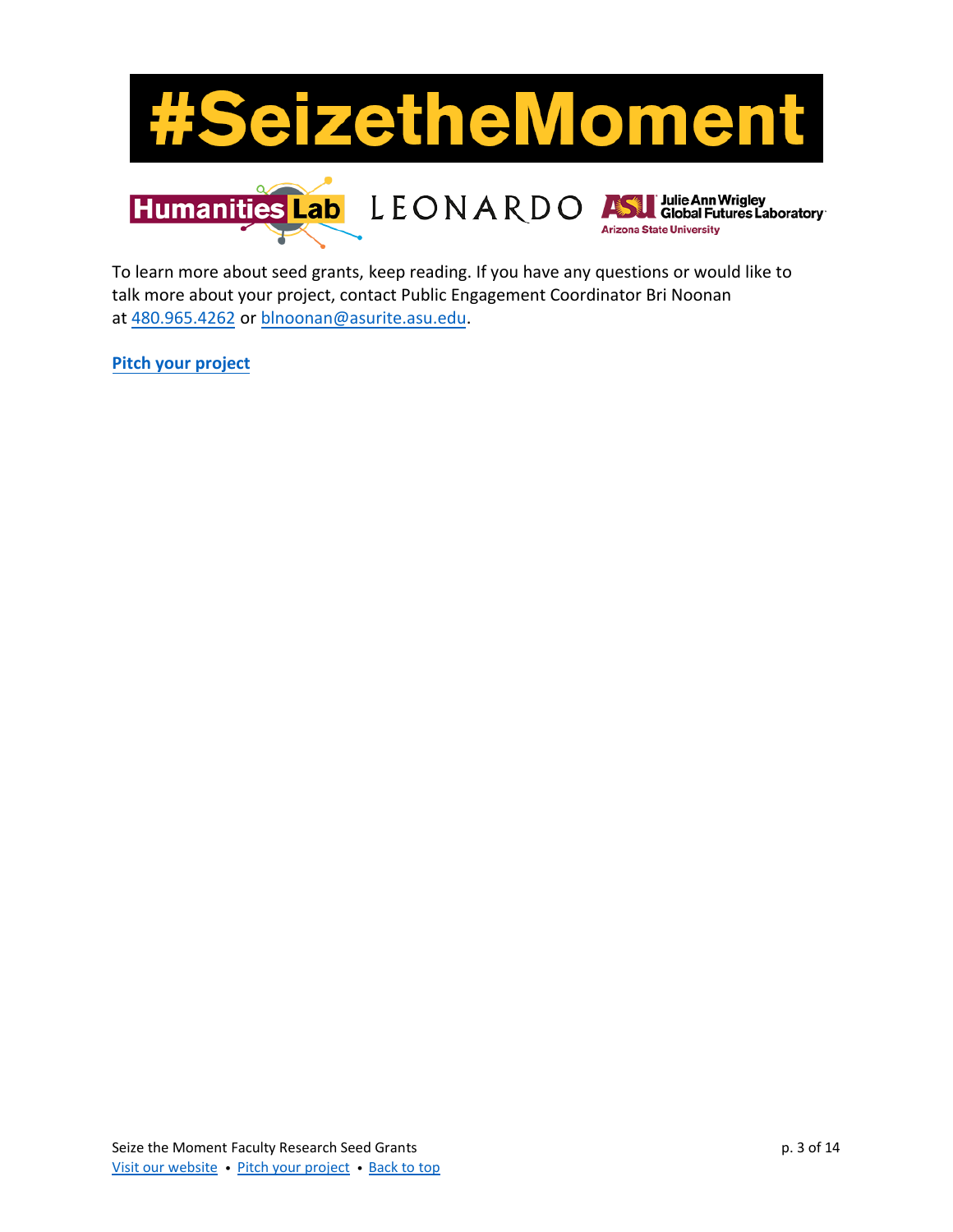# #SeizetheMoment

To learn more about seed grants, keep reading. If you have any questions or would like to talk more about your project, contact Public Engagement Coordinator Bri Noonan at 480.965.4262 or blnoonan@asurite.asu.edu.

**Pitch your project**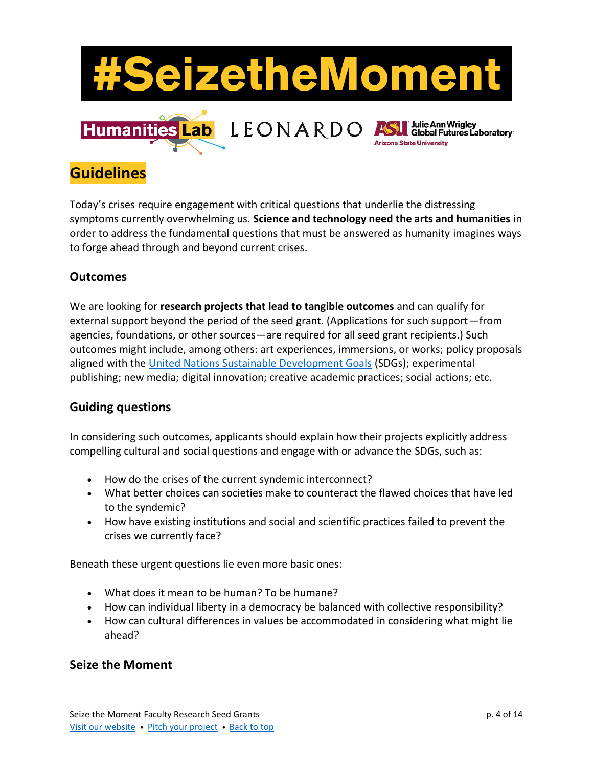# #SeizetheMoment

Humanities Lab LEONARDO ASU Julie Ann Wrigley Global Futures Laboratory Arizona State University

## Guidelines

Today's crises require engagement with critical questions that underlie the distressing symptoms currently overwhelming us. **Science and technology need the arts and humanities** in order to address the fundamental questions that must be answered as humanity imagines ways to forge ahead through and beyond current crises.

### Outcomes

We are looking for **research projects that lead to tangible outcomes** and can qualify for external support beyond the period of the seed grant. (Applications for such support—from agencies, foundations, or other sources—are required for all seed grant recipients.) Such outcomes might include, among others: art experiences, immersions, or works; policy proposals aligned with the United Nations Sustainable Development Goals (SDGs); experimental publishing; new media; digital innovation; creative academic practices; social actions; etc.

### Guiding questions

In considering such outcomes, applicants should explain how their projects explicitly address compelling cultural and social questions and engage with or advance the SDGs, such as:

- How do the crises of the current syndemic interconnect?
- What better choices can societies make to counteract the flawed choices that have led to the syndemic?
- How have existing institutions and social and scientific practices failed to prevent the crises we currently face?

Beneath these urgent questions lie even more basic ones:

- What does it mean to be human? To be humane?
- How can individual liberty in a democracy be balanced with collective responsibility?
- How can cultural differences in values be accommodated in considering what might lie ahead?

### Seize the Moment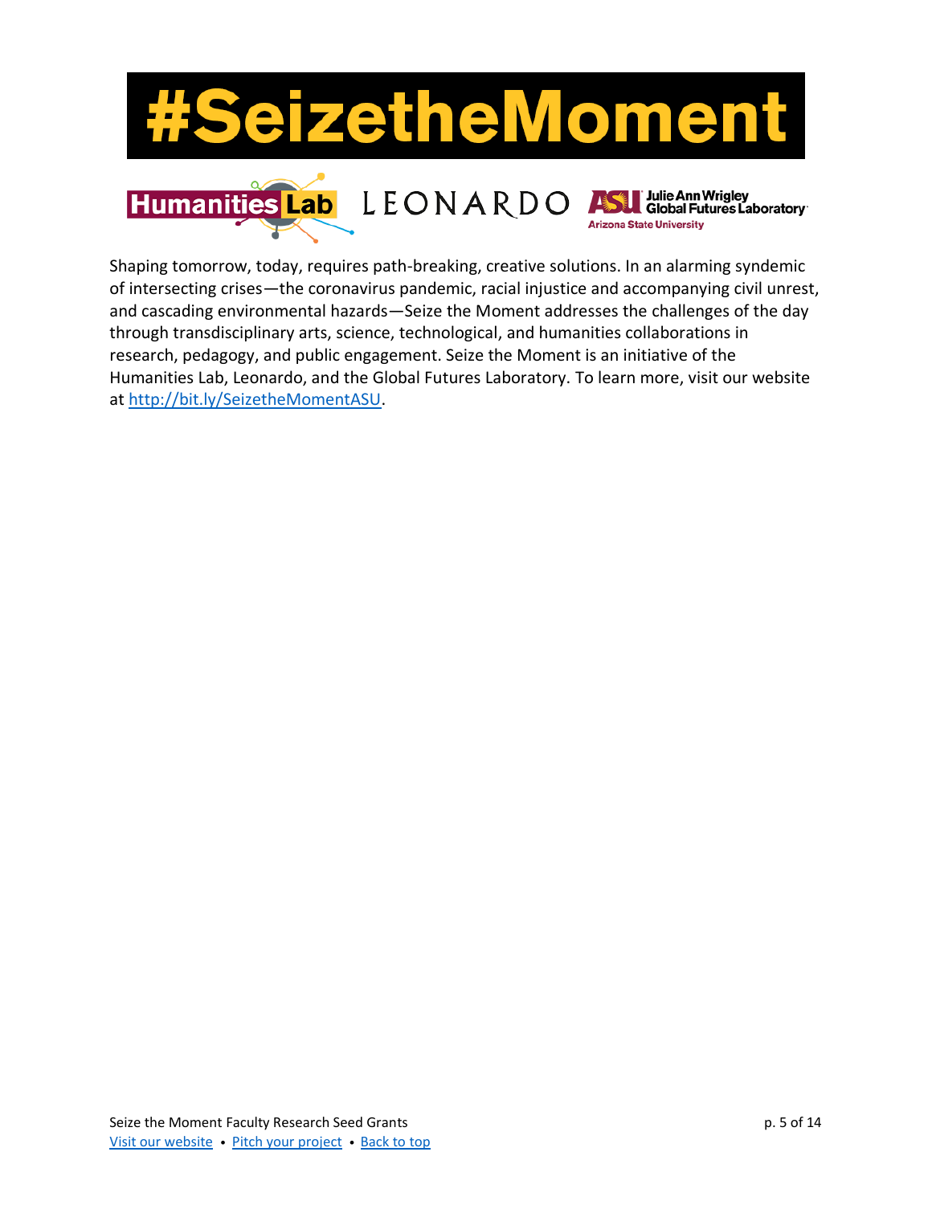# #SeizetheMoment

Humanities Lab LEONARDO ASU Julie Ann Wrigley Global Futures Laboratory Arizona State University

Shaping tomorrow, today, requires path-breaking, creative solutions. In an alarming syndemic of intersecting crises—the coronavirus pandemic, racial injustice and accompanying civil unrest, and cascading environmental hazards—Seize the Moment addresses the challenges of the day through transdisciplinary arts, science, technological, and humanities collaborations in research, pedagogy, and public engagement. Seize the Moment is an initiative of the Humanities Lab, Leonardo, and the Global Futures Laboratory. To learn more, visit our website at http://bit.ly/SeizetheMomentASU.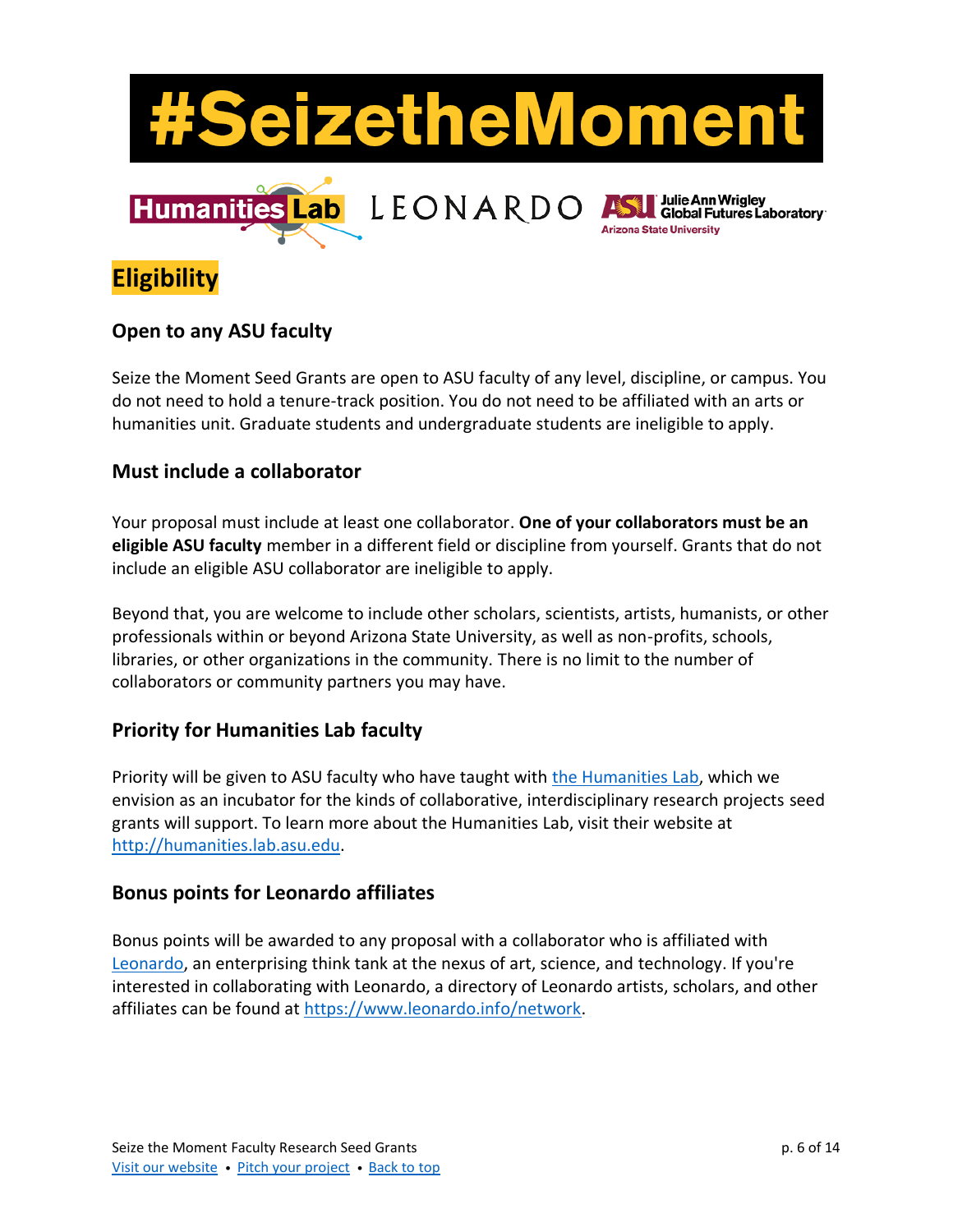# #SeizetheMoment

Humanities Lab LEONARDO Julie Ann Wrigley Global Futures Laboratory Arizona State University

## Eligibility

### Open to any ASU faculty

Seize the Moment Seed Grants are open to ASU faculty of any level, discipline, or campus. You do not need to hold a tenure-track position. You do not need to be affiliated with an arts or humanities unit. Graduate students and undergraduate students are ineligible to apply.

### Must include a collaborator

Your proposal must include at least one collaborator. **One of your collaborators must be an eligible ASU faculty** member in a different field or discipline from yourself. Grants that do not include an eligible ASU collaborator are ineligible to apply.

Beyond that, you are welcome to include other scholars, scientists, artists, humanists, or other professionals within or beyond Arizona State University, as well as non-profits, schools, libraries, or other organizations in the community. There is no limit to the number of collaborators or community partners you may have.

### Priority for Humanities Lab faculty

Priority will be given to ASU faculty who have taught with the Humanities Lab, which we envision as an incubator for the kinds of collaborative, interdisciplinary research projects seed grants will support. To learn more about the Humanities Lab, visit their website at http://humanities.lab.asu.edu.

### Bonus points for Leonardo affiliates

Bonus points will be awarded to any proposal with a collaborator who is affiliated with Leonardo, an enterprising think tank at the nexus of art, science, and technology. If you're interested in collaborating with Leonardo, a directory of Leonardo artists, scholars, and other affiliates can be found at https://www.leonardo.info/network.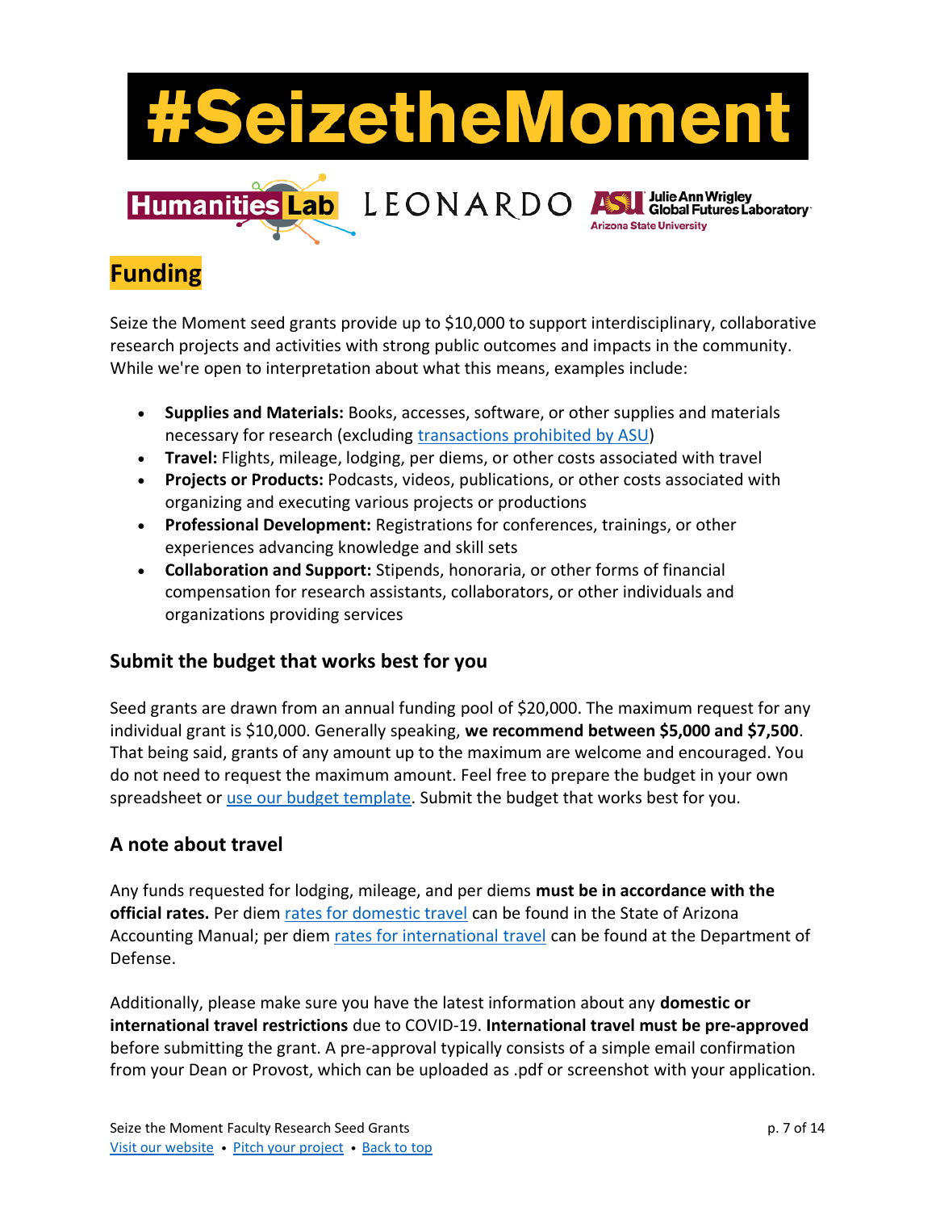# #SeizetheMoment

## Funding

Seize the Moment seed grants provide up to $10,000 to support interdisciplinary, collaborative research projects and activities with strong public outcomes and impacts in the community. While we're open to interpretation about what this means, examples include:

- **Supplies and Materials:** Books, accesses, software, or other supplies and materials necessary for research (excluding transactions prohibited by ASU)
- **Travel:** Flights, mileage, lodging, per diems, or other costs associated with travel
- **Projects or Products:** Podcasts, videos, publications, or other costs associated with organizing and executing various projects or productions
- **Professional Development:** Registrations for conferences, trainings, or other experiences advancing knowledge and skill sets
- **Collaboration and Support:** Stipends, honoraria, or other forms of financial compensation for research assistants, collaborators, or other individuals and organizations providing services

### Submit the budget that works best for you

Seed grants are drawn from an annual funding pool of $20,000. The maximum request for any individual grant is $10,000. Generally speaking, **we recommend between $5,000 and $7,500**. That being said, grants of any amount up to the maximum are welcome and encouraged. You do not need to request the maximum amount. Feel free to prepare the budget in your own spreadsheet or use our budget template. Submit the budget that works best for you.

### A note about travel

Any funds requested for lodging, mileage, and per diems **must be in accordance with the official rates.** Per diem rates for domestic travel can be found in the State of Arizona Accounting Manual; per diem rates for international travel can be found at the Department of Defense.

Additionally, please make sure you have the latest information about any **domestic or international travel restrictions** due to COVID-19. **International travel must be pre-approved** before submitting the grant. A pre-approval typically consists of a simple email confirmation from your Dean or Provost, which can be uploaded as .pdf or screenshot with your application.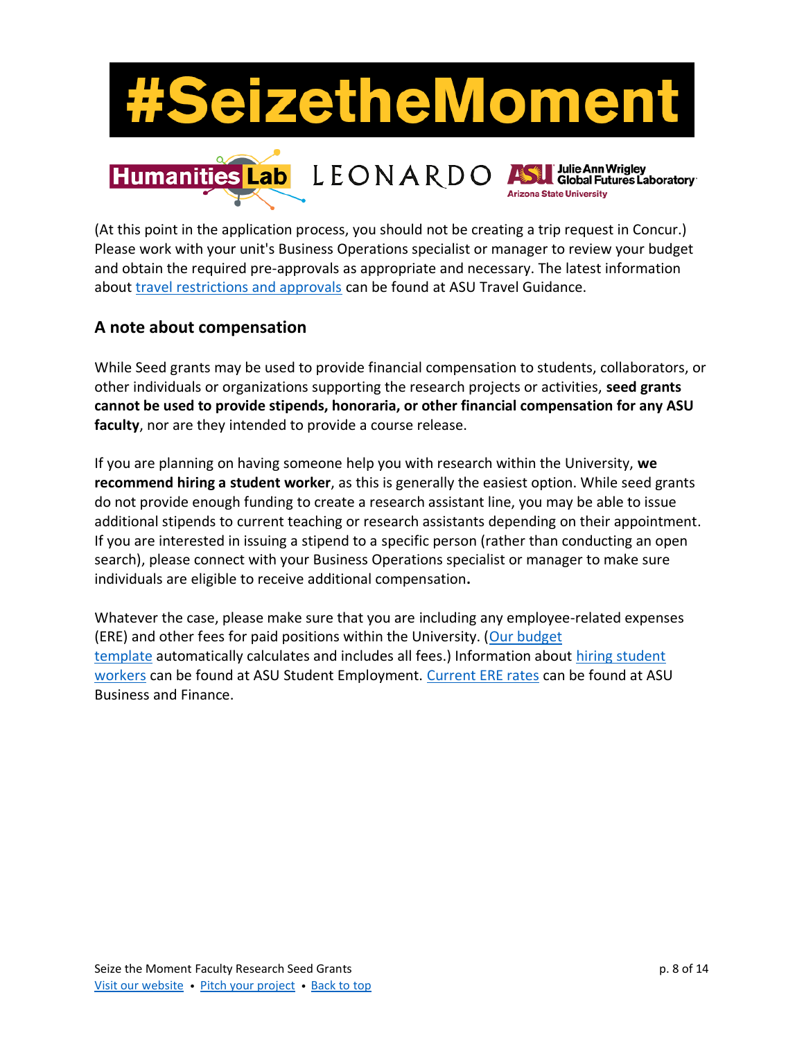(At this point in the application process, you should not be creating a trip request in Concur.) Please work with your unit's Business Operations specialist or manager to review your budget and obtain the required pre-approvals as appropriate and necessary. The latest information about travel restrictions and approvals can be found at ASU Travel Guidance.

## A note about compensation

While Seed grants may be used to provide financial compensation to students, collaborators, or other individuals or organizations supporting the research projects or activities, **seed grants cannot be used to provide stipends, honoraria, or other financial compensation for any ASU faculty**, nor are they intended to provide a course release.

If you are planning on having someone help you with research within the University, **we recommend hiring a student worker**, as this is generally the easiest option. While seed grants do not provide enough funding to create a research assistant line, you may be able to issue additional stipends to current teaching or research assistants depending on their appointment. If you are interested in issuing a stipend to a specific person (rather than conducting an open search), please connect with your Business Operations specialist or manager to make sure individuals are eligible to receive additional compensation**.**

Whatever the case, please make sure that you are including any employee-related expenses (ERE) and other fees for paid positions within the University. (Our budget template automatically calculates and includes all fees.) Information about hiring student workers can be found at ASU Student Employment. Current ERE rates can be found at ASU Business and Finance.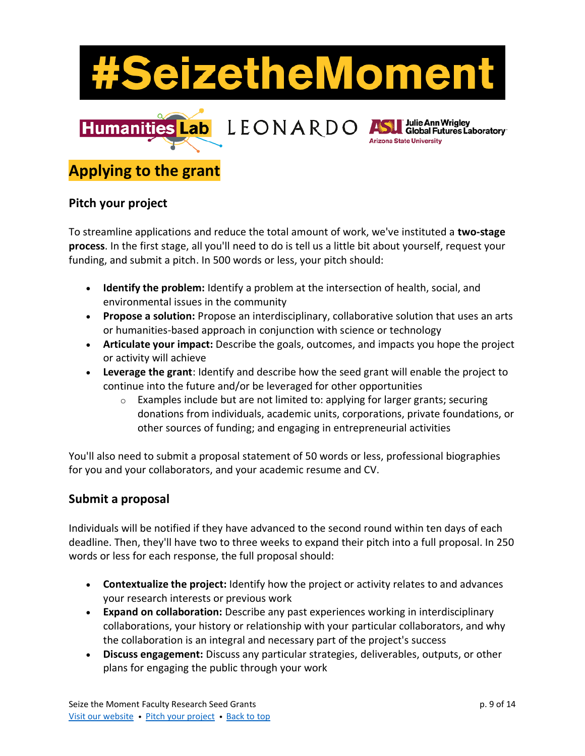# #SeizetheMoment

Humanities Lab LEONARDO ASU Julie Ann Wrigley Global Futures Laboratory Arizona State University

## Applying to the grant

### Pitch your project

To streamline applications and reduce the total amount of work, we've instituted a **two-stage process**. In the first stage, all you'll need to do is tell us a little bit about yourself, request your funding, and submit a pitch. In 500 words or less, your pitch should:

- **Identify the problem:** Identify a problem at the intersection of health, social, and environmental issues in the community
- **Propose a solution:** Propose an interdisciplinary, collaborative solution that uses an arts or humanities-based approach in conjunction with science or technology
- **Articulate your impact:** Describe the goals, outcomes, and impacts you hope the project or activity will achieve
- **Leverage the grant**: Identify and describe how the seed grant will enable the project to continue into the future and/or be leveraged for other opportunities
  - Examples include but are not limited to: applying for larger grants; securing donations from individuals, academic units, corporations, private foundations, or other sources of funding; and engaging in entrepreneurial activities

You'll also need to submit a proposal statement of 50 words or less, professional biographies for you and your collaborators, and your academic resume and CV.

### Submit a proposal

Individuals will be notified if they have advanced to the second round within ten days of each deadline. Then, they'll have two to three weeks to expand their pitch into a full proposal. In 250 words or less for each response, the full proposal should:

- **Contextualize the project:** Identify how the project or activity relates to and advances your research interests or previous work
- **Expand on collaboration:** Describe any past experiences working in interdisciplinary collaborations, your history or relationship with your particular collaborators, and why the collaboration is an integral and necessary part of the project's success
- **Discuss engagement:** Discuss any particular strategies, deliverables, outputs, or other plans for engaging the public through your work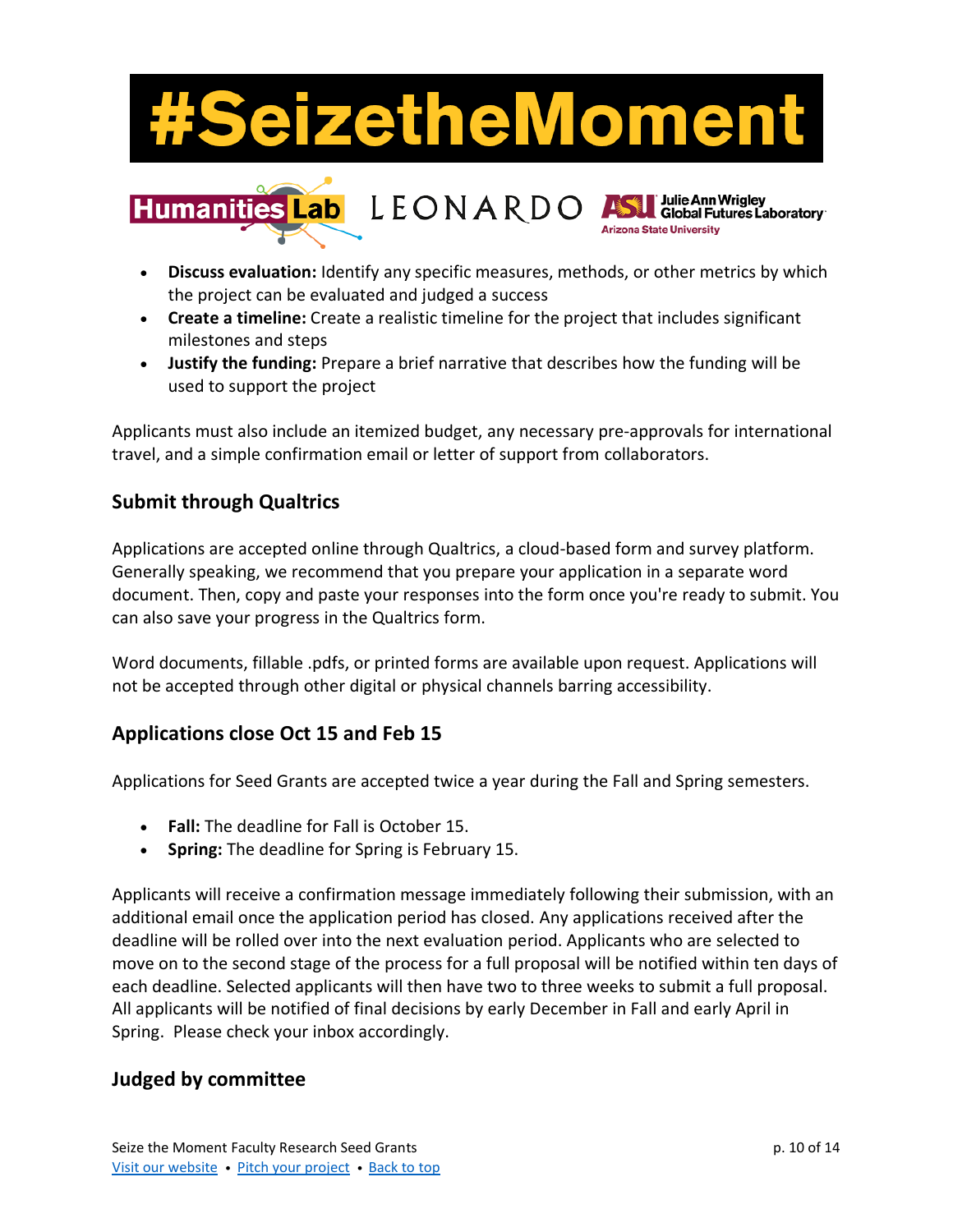- **Discuss evaluation:** Identify any specific measures, methods, or other metrics by which the project can be evaluated and judged a success
- **Create a timeline:** Create a realistic timeline for the project that includes significant milestones and steps
- **Justify the funding:** Prepare a brief narrative that describes how the funding will be used to support the project

Applicants must also include an itemized budget, any necessary pre-approvals for international travel, and a simple confirmation email or letter of support from collaborators.

## Submit through Qualtrics

Applications are accepted online through Qualtrics, a cloud-based form and survey platform. Generally speaking, we recommend that you prepare your application in a separate word document. Then, copy and paste your responses into the form once you're ready to submit. You can also save your progress in the Qualtrics form.

Word documents, fillable .pdfs, or printed forms are available upon request. Applications will not be accepted through other digital or physical channels barring accessibility.

## Applications close Oct 15 and Feb 15

Applications for Seed Grants are accepted twice a year during the Fall and Spring semesters.

- **Fall:** The deadline for Fall is October 15.
- **Spring:** The deadline for Spring is February 15.

Applicants will receive a confirmation message immediately following their submission, with an additional email once the application period has closed. Any applications received after the deadline will be rolled over into the next evaluation period. Applicants who are selected to move on to the second stage of the process for a full proposal will be notified within ten days of each deadline. Selected applicants will then have two to three weeks to submit a full proposal. All applicants will be notified of final decisions by early December in Fall and early April in Spring. Please check your inbox accordingly.

## Judged by committee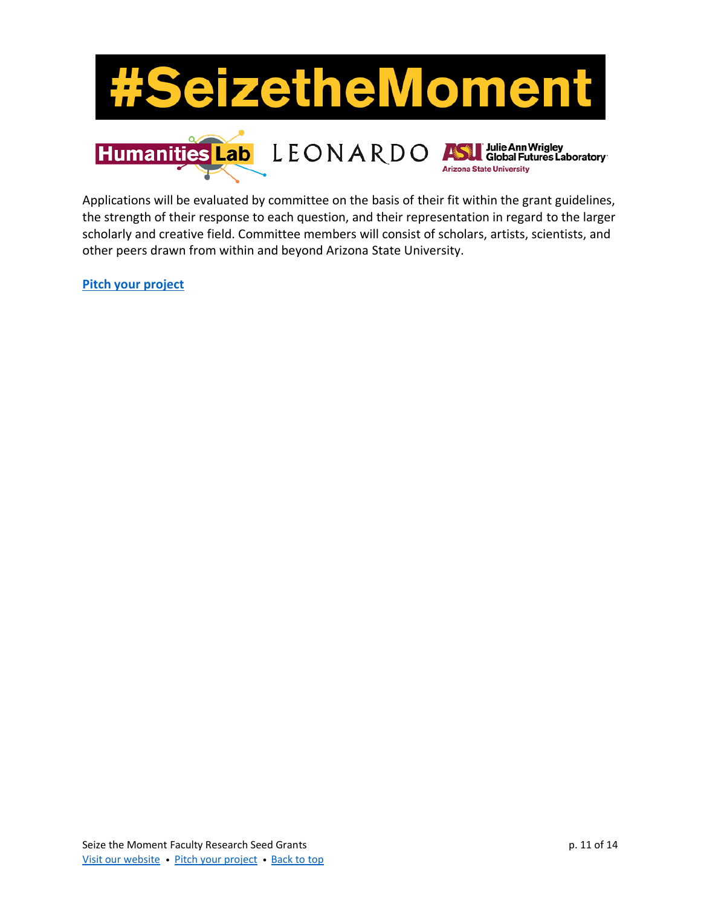Applications will be evaluated by committee on the basis of their fit within the grant guidelines, the strength of their response to each question, and their representation in regard to the larger scholarly and creative field. Committee members will consist of scholars, artists, scientists, and other peers drawn from within and beyond Arizona State University.

**Pitch your project**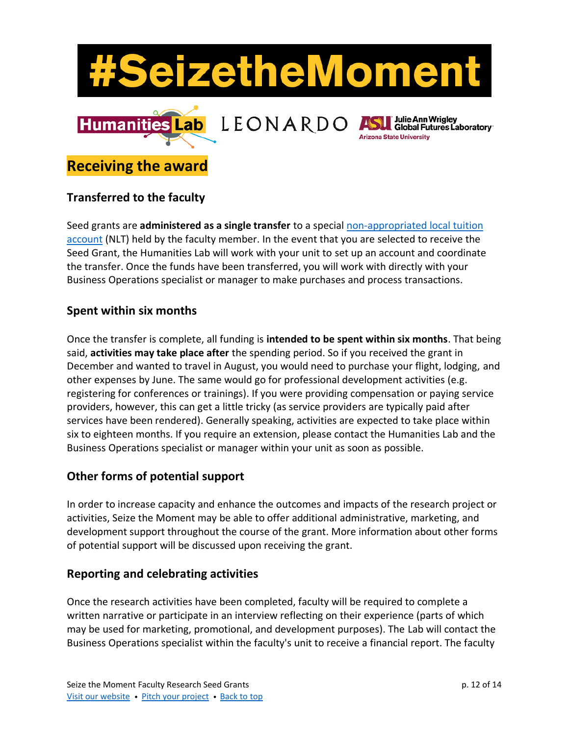# #SeizetheMoment

## Receiving the award

### Transferred to the faculty

Seed grants are **administered as a single transfer** to a special [non-appropriated local tuition account]() (NLT) held by the faculty member. In the event that you are selected to receive the Seed Grant, the Humanities Lab will work with your unit to set up an account and coordinate the transfer. Once the funds have been transferred, you will work with directly with your Business Operations specialist or manager to make purchases and process transactions.

### Spent within six months

Once the transfer is complete, all funding is **intended to be spent within six months**. That being said, **activities may take place after** the spending period. So if you received the grant in December and wanted to travel in August, you would need to purchase your flight, lodging, and other expenses by June. The same would go for professional development activities (e.g. registering for conferences or trainings). If you were providing compensation or paying service providers, however, this can get a little tricky (as service providers are typically paid after services have been rendered). Generally speaking, activities are expected to take place within six to eighteen months. If you require an extension, please contact the Humanities Lab and the Business Operations specialist or manager within your unit as soon as possible.

### Other forms of potential support

In order to increase capacity and enhance the outcomes and impacts of the research project or activities, Seize the Moment may be able to offer additional administrative, marketing, and development support throughout the course of the grant. More information about other forms of potential support will be discussed upon receiving the grant.

### Reporting and celebrating activities

Once the research activities have been completed, faculty will be required to complete a written narrative or participate in an interview reflecting on their experience (parts of which may be used for marketing, promotional, and development purposes). The Lab will contact the Business Operations specialist within the faculty's unit to receive a financial report. The faculty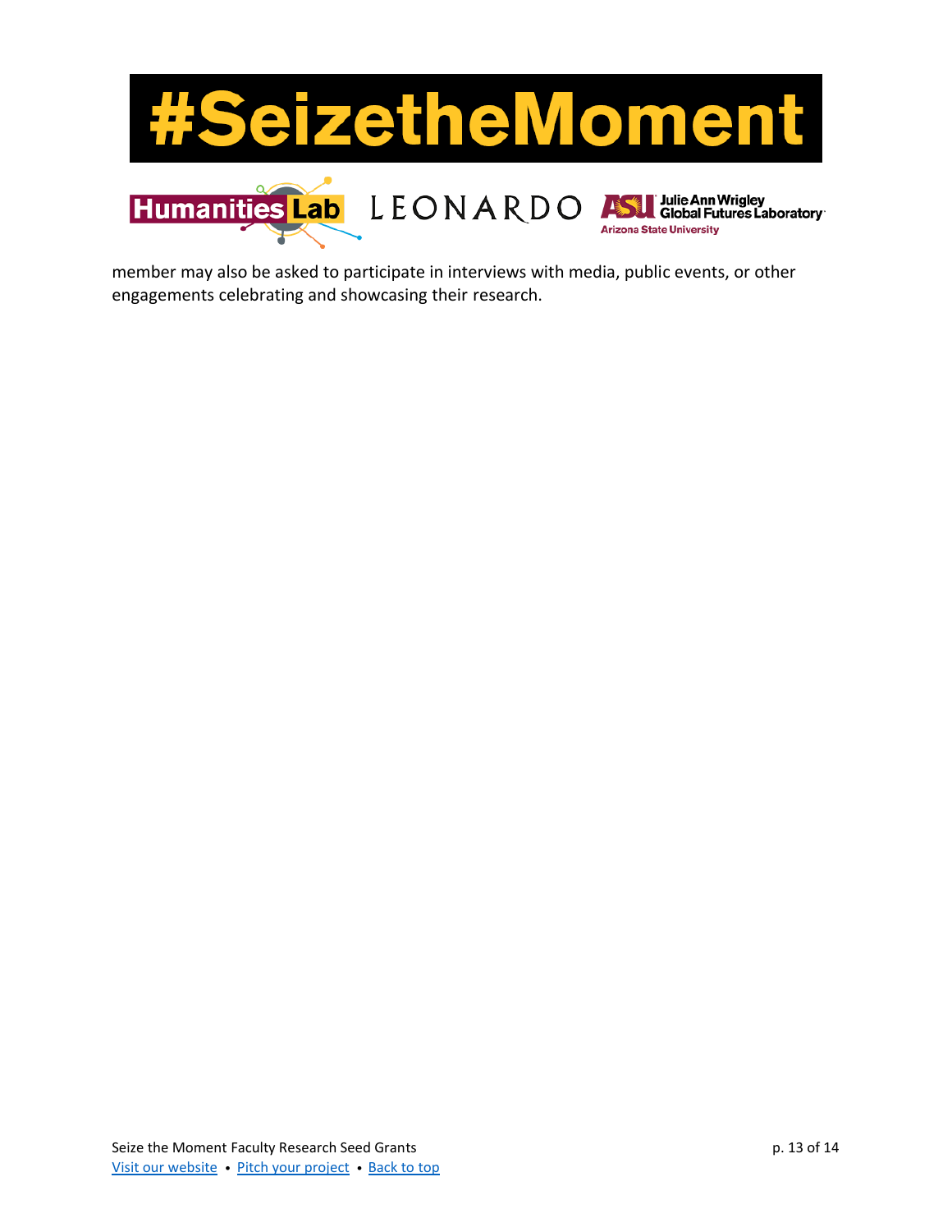member may also be asked to participate in interviews with media, public events, or other engagements celebrating and showcasing their research.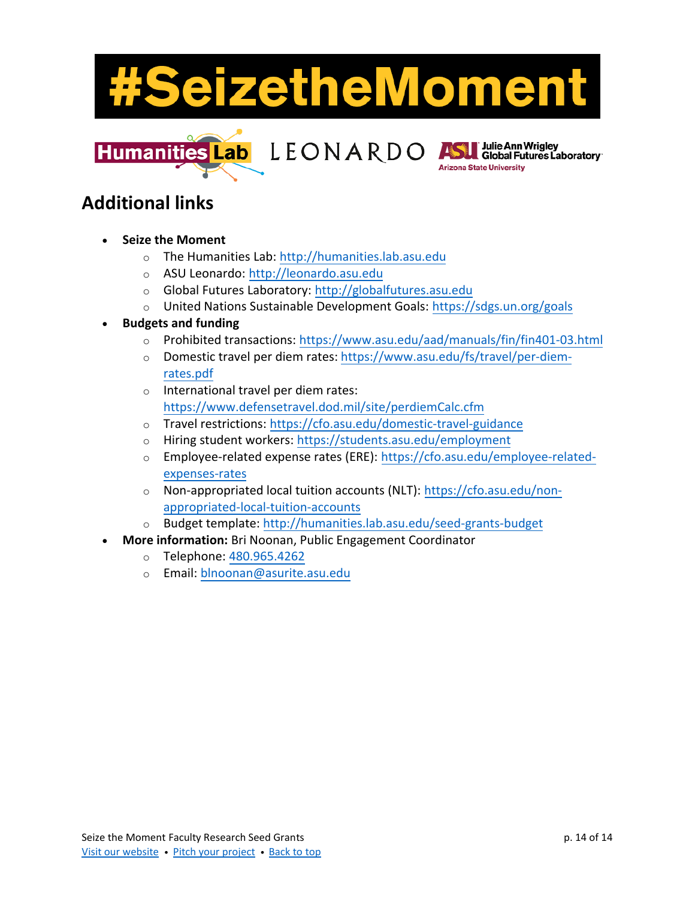# #SeizetheMoment

## Additional links

- **Seize the Moment**
    - The Humanities Lab: http://humanities.lab.asu.edu
    - ASU Leonardo: http://leonardo.asu.edu
    - Global Futures Laboratory: http://globalfutures.asu.edu
    - United Nations Sustainable Development Goals: https://sdgs.un.org/goals
- **Budgets and funding**
    - Prohibited transactions: https://www.asu.edu/aad/manuals/fin/fin401-03.html
    - Domestic travel per diem rates: https://www.asu.edu/fs/travel/per-diem-rates.pdf
    - International travel per diem rates: https://www.defensetravel.dod.mil/site/perdiemCalc.cfm
    - Travel restrictions: https://cfo.asu.edu/domestic-travel-guidance
    - Hiring student workers: https://students.asu.edu/employment
    - Employee-related expense rates (ERE): https://cfo.asu.edu/employee-related-expenses-rates
    - Non-appropriated local tuition accounts (NLT): https://cfo.asu.edu/non-appropriated-local-tuition-accounts
    - Budget template: http://humanities.lab.asu.edu/seed-grants-budget
- **More information:** Bri Noonan, Public Engagement Coordinator
    - Telephone: 480.965.4262
    - Email: blnoonan@asurite.asu.edu